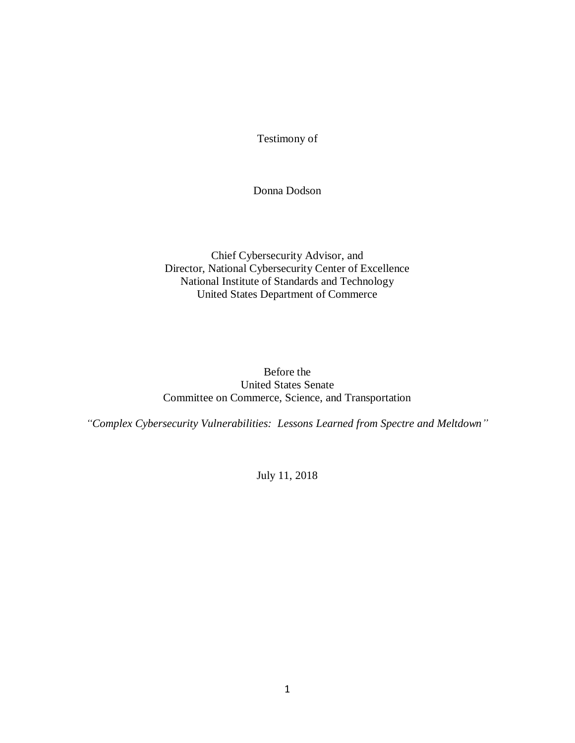Testimony of

Donna Dodson

Chief Cybersecurity Advisor, and
Director, National Cybersecurity Center of Excellence
National Institute of Standards and Technology
United States Department of Commerce

Before the
United States Senate
Committee on Commerce, Science, and Transportation

*"Complex Cybersecurity Vulnerabilities: Lessons Learned from Spectre and Meltdown"*

July 11, 2018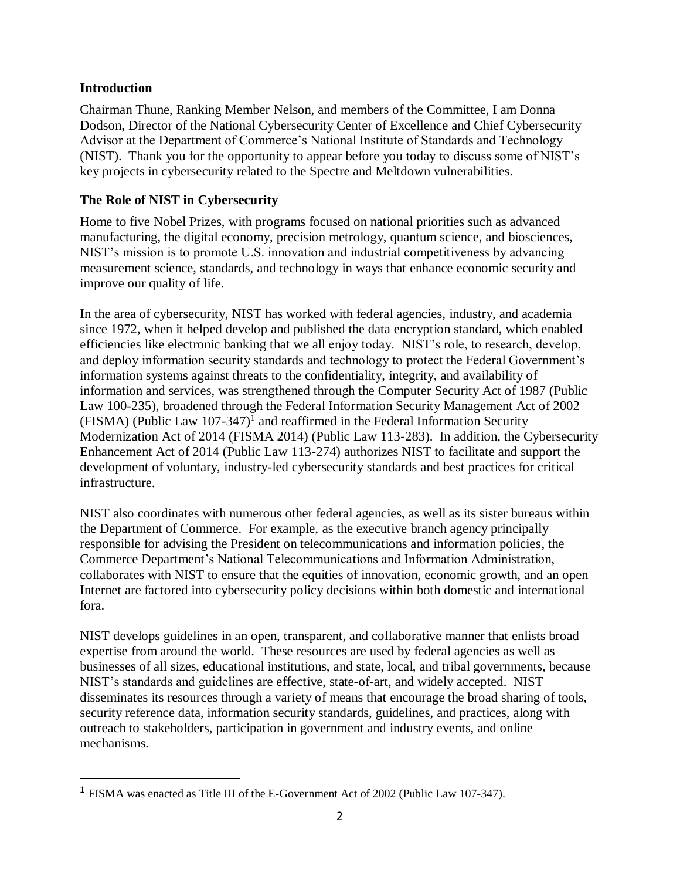## Introduction

Chairman Thune, Ranking Member Nelson, and members of the Committee, I am Donna Dodson, Director of the National Cybersecurity Center of Excellence and Chief Cybersecurity Advisor at the Department of Commerce's National Institute of Standards and Technology (NIST). Thank you for the opportunity to appear before you today to discuss some of NIST's key projects in cybersecurity related to the Spectre and Meltdown vulnerabilities.

## The Role of NIST in Cybersecurity

Home to five Nobel Prizes, with programs focused on national priorities such as advanced manufacturing, the digital economy, precision metrology, quantum science, and biosciences, NIST's mission is to promote U.S. innovation and industrial competitiveness by advancing measurement science, standards, and technology in ways that enhance economic security and improve our quality of life.

In the area of cybersecurity, NIST has worked with federal agencies, industry, and academia since 1972, when it helped develop and published the data encryption standard, which enabled efficiencies like electronic banking that we all enjoy today. NIST's role, to research, develop, and deploy information security standards and technology to protect the Federal Government's information systems against threats to the confidentiality, integrity, and availability of information and services, was strengthened through the Computer Security Act of 1987 (Public Law 100-235), broadened through the Federal Information Security Management Act of 2002 (FISMA) (Public Law 107-347)[1] and reaffirmed in the Federal Information Security Modernization Act of 2014 (FISMA 2014) (Public Law 113-283). In addition, the Cybersecurity Enhancement Act of 2014 (Public Law 113-274) authorizes NIST to facilitate and support the development of voluntary, industry-led cybersecurity standards and best practices for critical infrastructure.

NIST also coordinates with numerous other federal agencies, as well as its sister bureaus within the Department of Commerce. For example, as the executive branch agency principally responsible for advising the President on telecommunications and information policies, the Commerce Department's National Telecommunications and Information Administration, collaborates with NIST to ensure that the equities of innovation, economic growth, and an open Internet are factored into cybersecurity policy decisions within both domestic and international fora.

NIST develops guidelines in an open, transparent, and collaborative manner that enlists broad expertise from around the world. These resources are used by federal agencies as well as businesses of all sizes, educational institutions, and state, local, and tribal governments, because NIST's standards and guidelines are effective, state-of-art, and widely accepted. NIST disseminates its resources through a variety of means that encourage the broad sharing of tools, security reference data, information security standards, guidelines, and practices, along with outreach to stakeholders, participation in government and industry events, and online mechanisms.

---

[1] FISMA was enacted as Title III of the E-Government Act of 2002 (Public Law 107-347).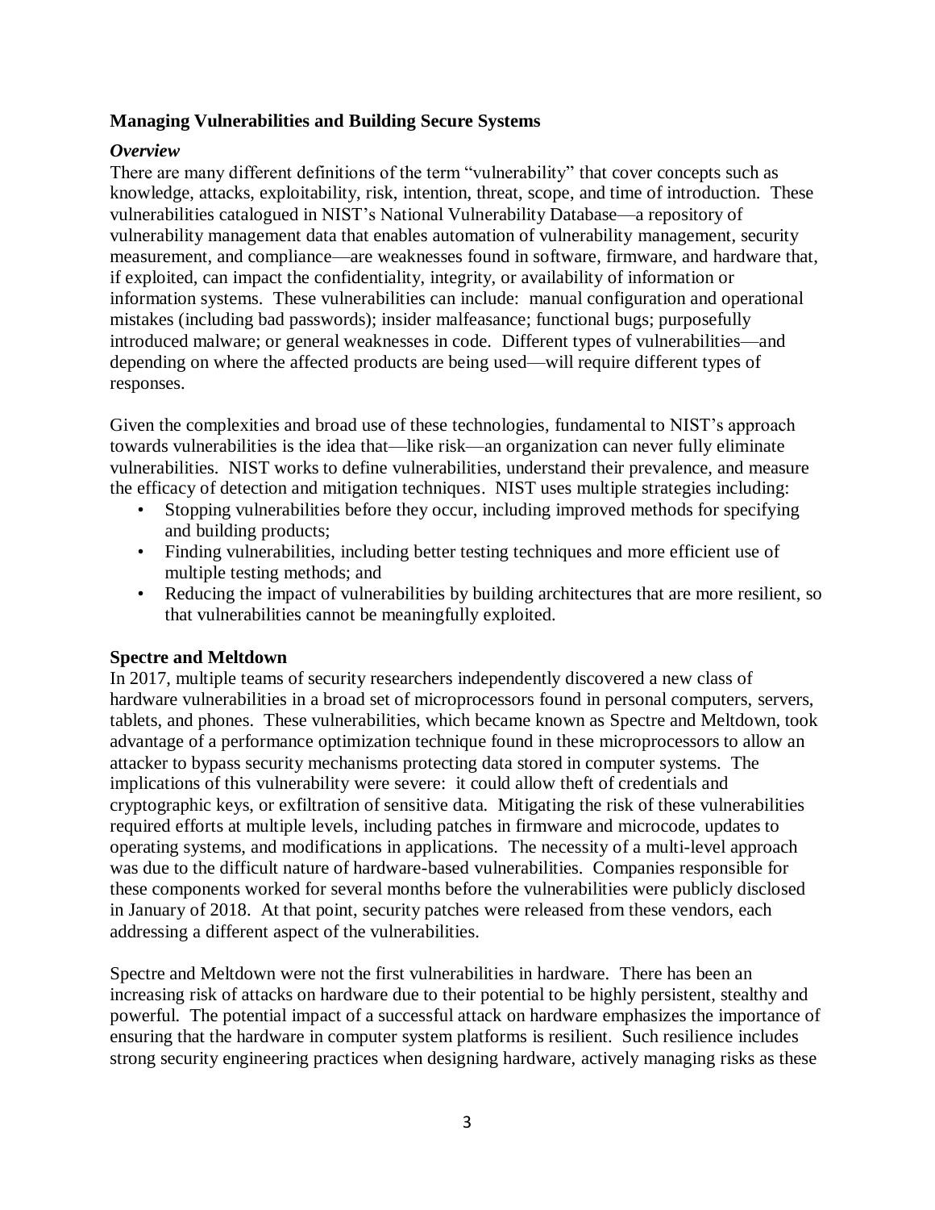**Managing Vulnerabilities and Building Secure Systems**

***Overview***

There are many different definitions of the term "vulnerability" that cover concepts such as knowledge, attacks, exploitability, risk, intention, threat, scope, and time of introduction. These vulnerabilities catalogued in NIST's National Vulnerability Database—a repository of vulnerability management data that enables automation of vulnerability management, security measurement, and compliance—are weaknesses found in software, firmware, and hardware that, if exploited, can impact the confidentiality, integrity, or availability of information or information systems. These vulnerabilities can include: manual configuration and operational mistakes (including bad passwords); insider malfeasance; functional bugs; purposefully introduced malware; or general weaknesses in code. Different types of vulnerabilities—and depending on where the affected products are being used—will require different types of responses.

Given the complexities and broad use of these technologies, fundamental to NIST's approach towards vulnerabilities is the idea that—like risk—an organization can never fully eliminate vulnerabilities. NIST works to define vulnerabilities, understand their prevalence, and measure the efficacy of detection and mitigation techniques. NIST uses multiple strategies including:

- Stopping vulnerabilities before they occur, including improved methods for specifying and building products;
- Finding vulnerabilities, including better testing techniques and more efficient use of multiple testing methods; and
- Reducing the impact of vulnerabilities by building architectures that are more resilient, so that vulnerabilities cannot be meaningfully exploited.

**Spectre and Meltdown**

In 2017, multiple teams of security researchers independently discovered a new class of hardware vulnerabilities in a broad set of microprocessors found in personal computers, servers, tablets, and phones. These vulnerabilities, which became known as Spectre and Meltdown, took advantage of a performance optimization technique found in these microprocessors to allow an attacker to bypass security mechanisms protecting data stored in computer systems. The implications of this vulnerability were severe: it could allow theft of credentials and cryptographic keys, or exfiltration of sensitive data. Mitigating the risk of these vulnerabilities required efforts at multiple levels, including patches in firmware and microcode, updates to operating systems, and modifications in applications. The necessity of a multi-level approach was due to the difficult nature of hardware-based vulnerabilities. Companies responsible for these components worked for several months before the vulnerabilities were publicly disclosed in January of 2018. At that point, security patches were released from these vendors, each addressing a different aspect of the vulnerabilities.

Spectre and Meltdown were not the first vulnerabilities in hardware. There has been an increasing risk of attacks on hardware due to their potential to be highly persistent, stealthy and powerful. The potential impact of a successful attack on hardware emphasizes the importance of ensuring that the hardware in computer system platforms is resilient. Such resilience includes strong security engineering practices when designing hardware, actively managing risks as these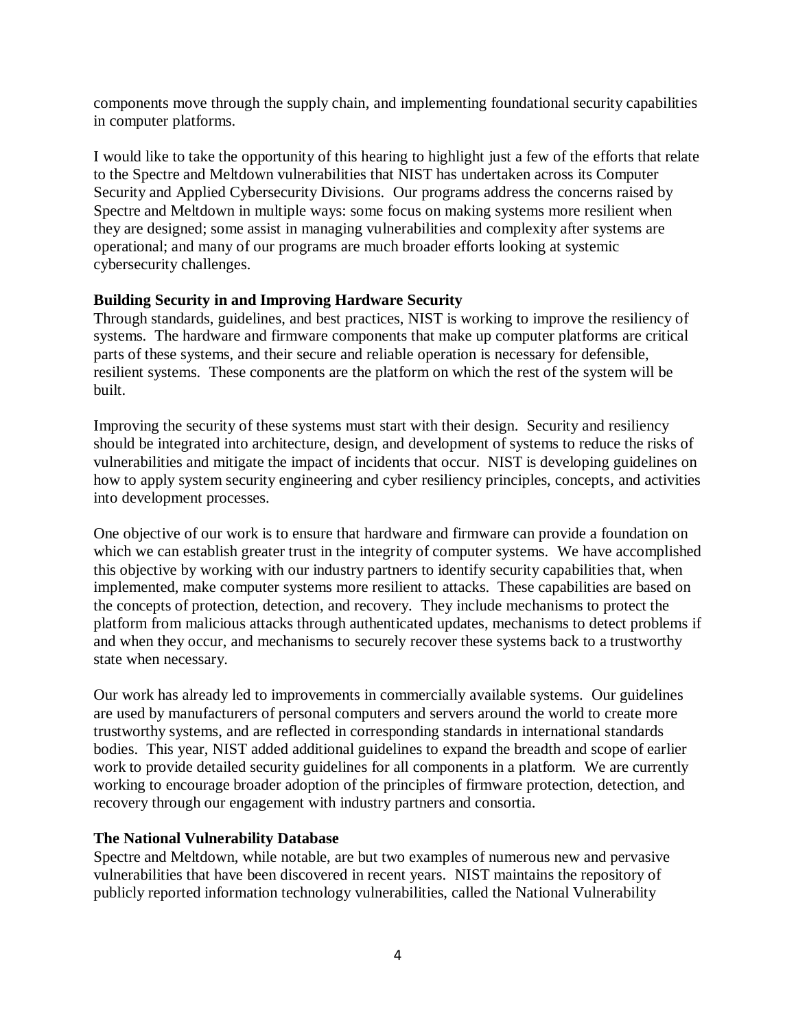components move through the supply chain, and implementing foundational security capabilities in computer platforms.

I would like to take the opportunity of this hearing to highlight just a few of the efforts that relate to the Spectre and Meltdown vulnerabilities that NIST has undertaken across its Computer Security and Applied Cybersecurity Divisions. Our programs address the concerns raised by Spectre and Meltdown in multiple ways: some focus on making systems more resilient when they are designed; some assist in managing vulnerabilities and complexity after systems are operational; and many of our programs are much broader efforts looking at systemic cybersecurity challenges.

**Building Security in and Improving Hardware Security**

Through standards, guidelines, and best practices, NIST is working to improve the resiliency of systems. The hardware and firmware components that make up computer platforms are critical parts of these systems, and their secure and reliable operation is necessary for defensible, resilient systems. These components are the platform on which the rest of the system will be built.

Improving the security of these systems must start with their design. Security and resiliency should be integrated into architecture, design, and development of systems to reduce the risks of vulnerabilities and mitigate the impact of incidents that occur. NIST is developing guidelines on how to apply system security engineering and cyber resiliency principles, concepts, and activities into development processes.

One objective of our work is to ensure that hardware and firmware can provide a foundation on which we can establish greater trust in the integrity of computer systems. We have accomplished this objective by working with our industry partners to identify security capabilities that, when implemented, make computer systems more resilient to attacks. These capabilities are based on the concepts of protection, detection, and recovery. They include mechanisms to protect the platform from malicious attacks through authenticated updates, mechanisms to detect problems if and when they occur, and mechanisms to securely recover these systems back to a trustworthy state when necessary.

Our work has already led to improvements in commercially available systems. Our guidelines are used by manufacturers of personal computers and servers around the world to create more trustworthy systems, and are reflected in corresponding standards in international standards bodies. This year, NIST added additional guidelines to expand the breadth and scope of earlier work to provide detailed security guidelines for all components in a platform. We are currently working to encourage broader adoption of the principles of firmware protection, detection, and recovery through our engagement with industry partners and consortia.

**The National Vulnerability Database**

Spectre and Meltdown, while notable, are but two examples of numerous new and pervasive vulnerabilities that have been discovered in recent years. NIST maintains the repository of publicly reported information technology vulnerabilities, called the National Vulnerability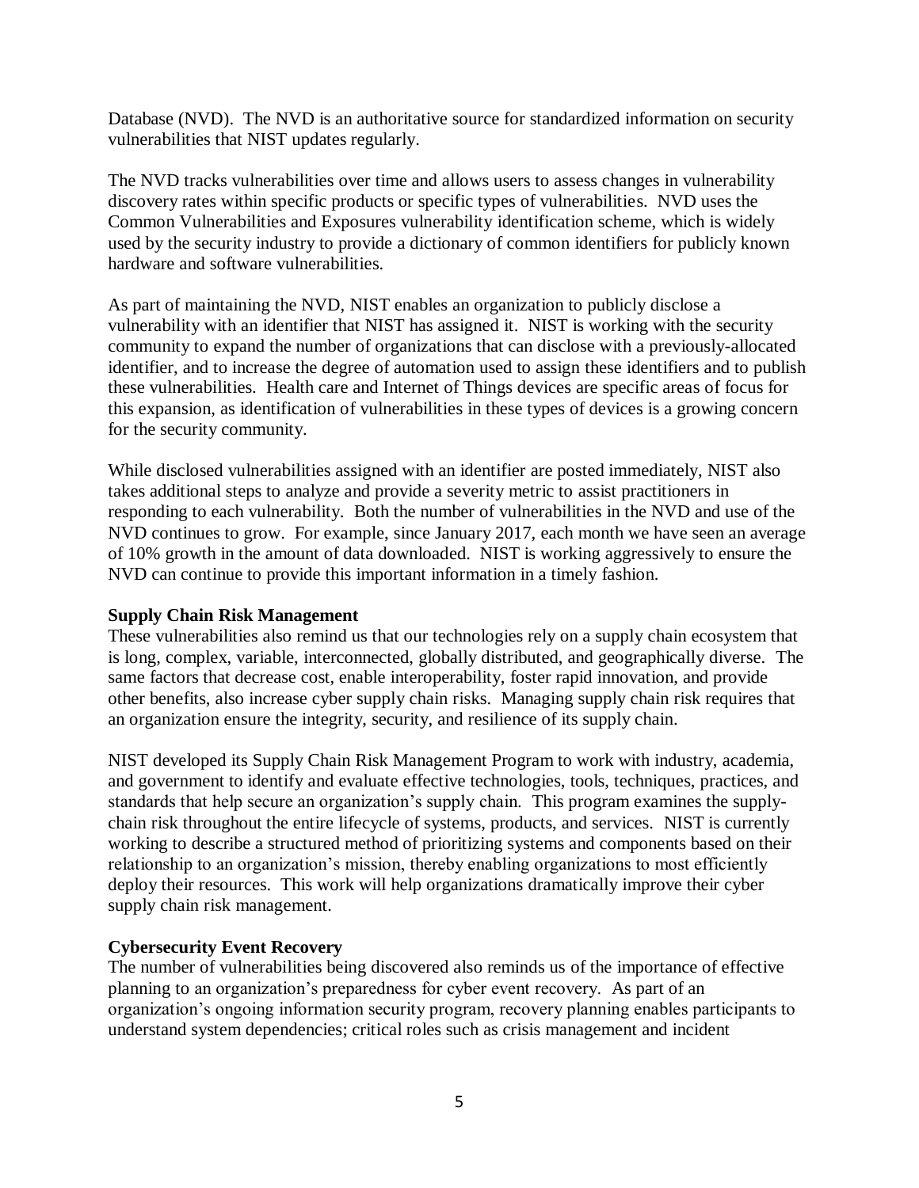Database (NVD). The NVD is an authoritative source for standardized information on security vulnerabilities that NIST updates regularly.

The NVD tracks vulnerabilities over time and allows users to assess changes in vulnerability discovery rates within specific products or specific types of vulnerabilities. NVD uses the Common Vulnerabilities and Exposures vulnerability identification scheme, which is widely used by the security industry to provide a dictionary of common identifiers for publicly known hardware and software vulnerabilities.

As part of maintaining the NVD, NIST enables an organization to publicly disclose a vulnerability with an identifier that NIST has assigned it. NIST is working with the security community to expand the number of organizations that can disclose with a previously-allocated identifier, and to increase the degree of automation used to assign these identifiers and to publish these vulnerabilities. Health care and Internet of Things devices are specific areas of focus for this expansion, as identification of vulnerabilities in these types of devices is a growing concern for the security community.

While disclosed vulnerabilities assigned with an identifier are posted immediately, NIST also takes additional steps to analyze and provide a severity metric to assist practitioners in responding to each vulnerability. Both the number of vulnerabilities in the NVD and use of the NVD continues to grow. For example, since January 2017, each month we have seen an average of 10% growth in the amount of data downloaded. NIST is working aggressively to ensure the NVD can continue to provide this important information in a timely fashion.

**Supply Chain Risk Management**

These vulnerabilities also remind us that our technologies rely on a supply chain ecosystem that is long, complex, variable, interconnected, globally distributed, and geographically diverse. The same factors that decrease cost, enable interoperability, foster rapid innovation, and provide other benefits, also increase cyber supply chain risks. Managing supply chain risk requires that an organization ensure the integrity, security, and resilience of its supply chain.

NIST developed its Supply Chain Risk Management Program to work with industry, academia, and government to identify and evaluate effective technologies, tools, techniques, practices, and standards that help secure an organization's supply chain. This program examines the supply-chain risk throughout the entire lifecycle of systems, products, and services. NIST is currently working to describe a structured method of prioritizing systems and components based on their relationship to an organization's mission, thereby enabling organizations to most efficiently deploy their resources. This work will help organizations dramatically improve their cyber supply chain risk management.

**Cybersecurity Event Recovery**

The number of vulnerabilities being discovered also reminds us of the importance of effective planning to an organization's preparedness for cyber event recovery. As part of an organization's ongoing information security program, recovery planning enables participants to understand system dependencies; critical roles such as crisis management and incident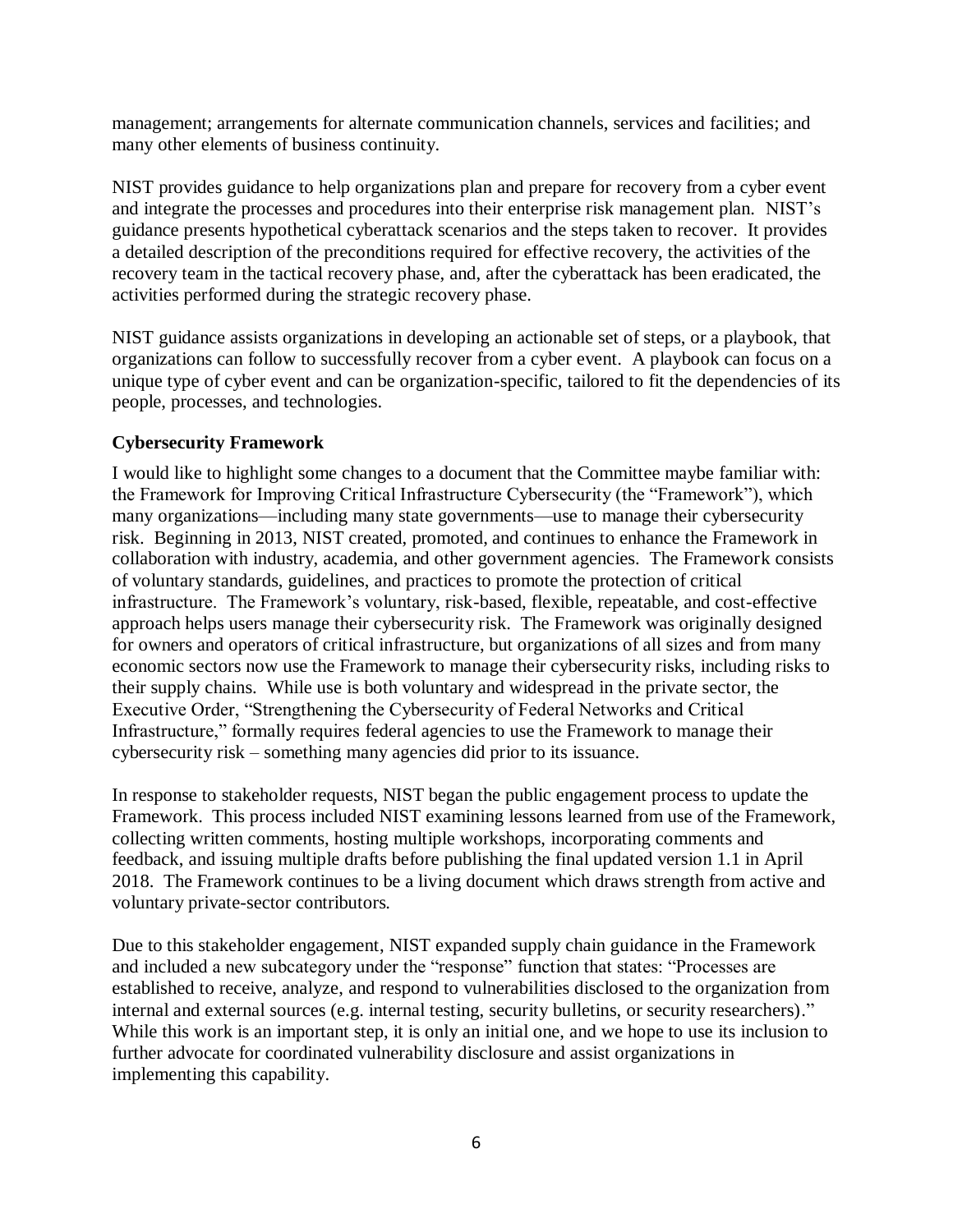management; arrangements for alternate communication channels, services and facilities; and many other elements of business continuity.

NIST provides guidance to help organizations plan and prepare for recovery from a cyber event and integrate the processes and procedures into their enterprise risk management plan. NIST's guidance presents hypothetical cyberattack scenarios and the steps taken to recover. It provides a detailed description of the preconditions required for effective recovery, the activities of the recovery team in the tactical recovery phase, and, after the cyberattack has been eradicated, the activities performed during the strategic recovery phase.

NIST guidance assists organizations in developing an actionable set of steps, or a playbook, that organizations can follow to successfully recover from a cyber event. A playbook can focus on a unique type of cyber event and can be organization-specific, tailored to fit the dependencies of its people, processes, and technologies.

**Cybersecurity Framework**

I would like to highlight some changes to a document that the Committee maybe familiar with: the Framework for Improving Critical Infrastructure Cybersecurity (the "Framework"), which many organizations—including many state governments—use to manage their cybersecurity risk. Beginning in 2013, NIST created, promoted, and continues to enhance the Framework in collaboration with industry, academia, and other government agencies. The Framework consists of voluntary standards, guidelines, and practices to promote the protection of critical infrastructure. The Framework's voluntary, risk-based, flexible, repeatable, and cost-effective approach helps users manage their cybersecurity risk. The Framework was originally designed for owners and operators of critical infrastructure, but organizations of all sizes and from many economic sectors now use the Framework to manage their cybersecurity risks, including risks to their supply chains. While use is both voluntary and widespread in the private sector, the Executive Order, "Strengthening the Cybersecurity of Federal Networks and Critical Infrastructure," formally requires federal agencies to use the Framework to manage their cybersecurity risk – something many agencies did prior to its issuance.

In response to stakeholder requests, NIST began the public engagement process to update the Framework. This process included NIST examining lessons learned from use of the Framework, collecting written comments, hosting multiple workshops, incorporating comments and feedback, and issuing multiple drafts before publishing the final updated version 1.1 in April 2018. The Framework continues to be a living document which draws strength from active and voluntary private-sector contributors.

Due to this stakeholder engagement, NIST expanded supply chain guidance in the Framework and included a new subcategory under the "response" function that states: "Processes are established to receive, analyze, and respond to vulnerabilities disclosed to the organization from internal and external sources (e.g. internal testing, security bulletins, or security researchers)." While this work is an important step, it is only an initial one, and we hope to use its inclusion to further advocate for coordinated vulnerability disclosure and assist organizations in implementing this capability.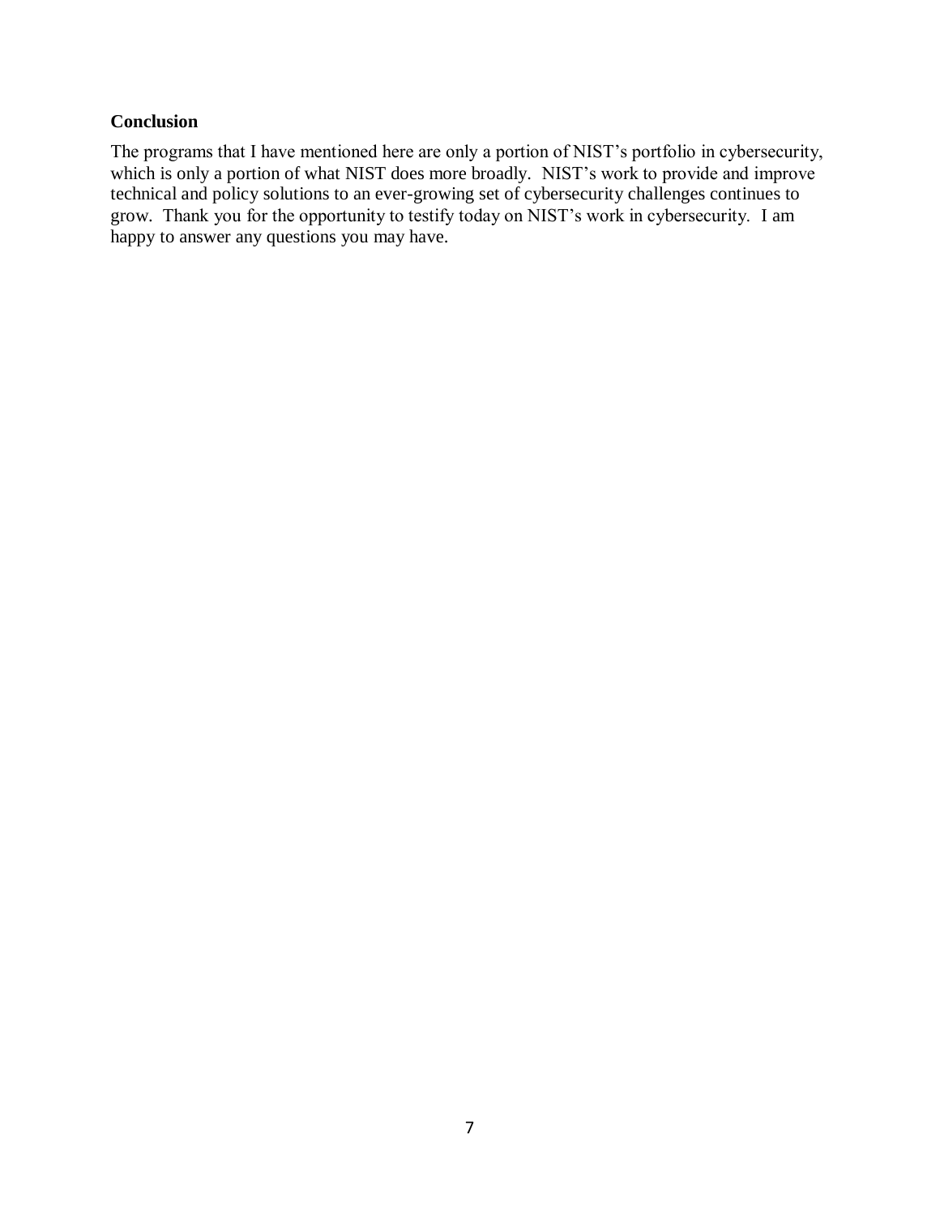## Conclusion

The programs that I have mentioned here are only a portion of NIST's portfolio in cybersecurity, which is only a portion of what NIST does more broadly. NIST's work to provide and improve technical and policy solutions to an ever-growing set of cybersecurity challenges continues to grow. Thank you for the opportunity to testify today on NIST's work in cybersecurity. I am happy to answer any questions you may have.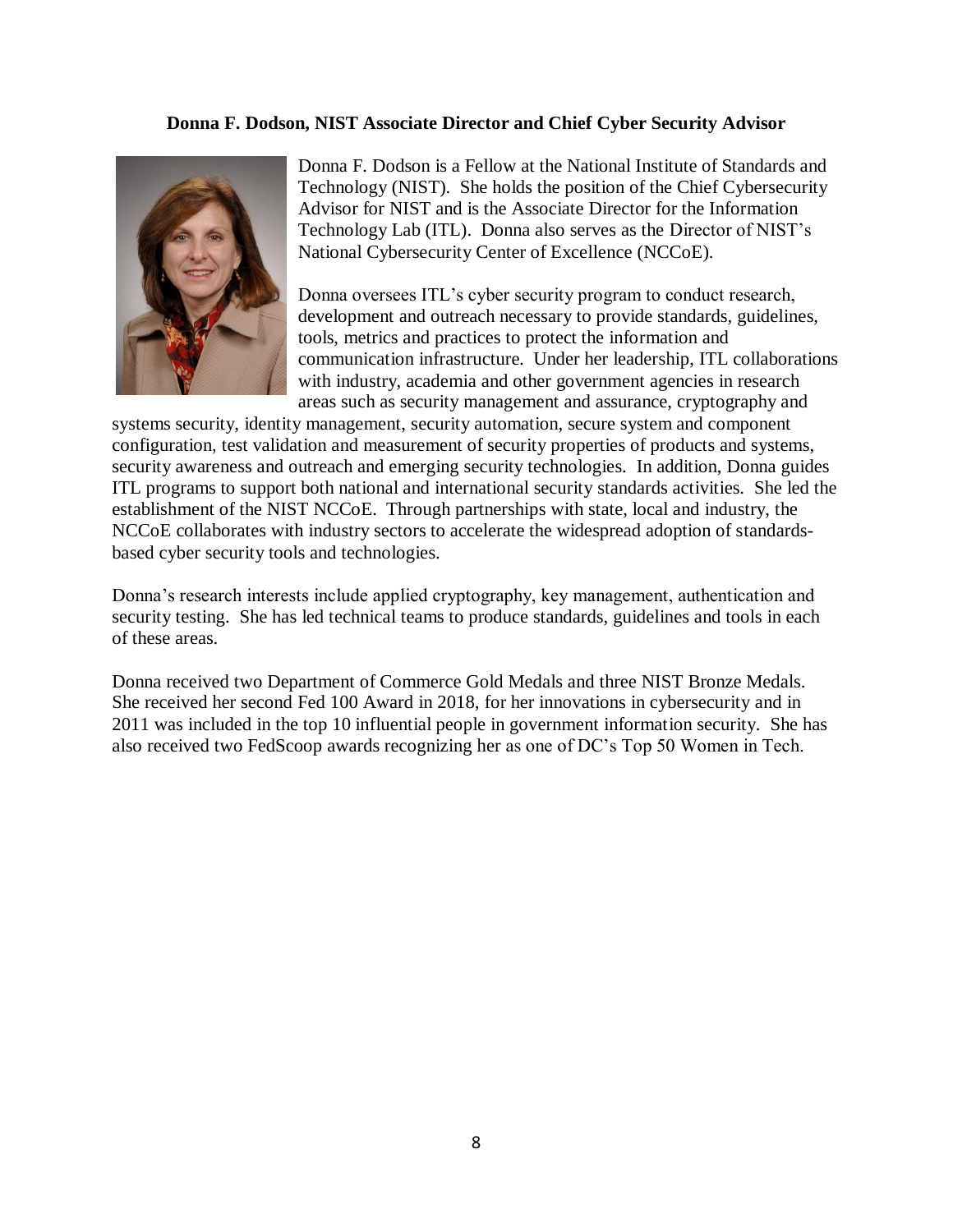**Donna F. Dodson, NIST Associate Director and Chief Cyber Security Advisor**

Donna F. Dodson is a Fellow at the National Institute of Standards and Technology (NIST). She holds the position of the Chief Cybersecurity Advisor for NIST and is the Associate Director for the Information Technology Lab (ITL). Donna also serves as the Director of NIST's National Cybersecurity Center of Excellence (NCCoE).

Donna oversees ITL's cyber security program to conduct research, development and outreach necessary to provide standards, guidelines, tools, metrics and practices to protect the information and communication infrastructure. Under her leadership, ITL collaborations with industry, academia and other government agencies in research areas such as security management and assurance, cryptography and systems security, identity management, security automation, secure system and component configuration, test validation and measurement of security properties of products and systems, security awareness and outreach and emerging security technologies. In addition, Donna guides ITL programs to support both national and international security standards activities. She led the establishment of the NIST NCCoE. Through partnerships with state, local and industry, the NCCoE collaborates with industry sectors to accelerate the widespread adoption of standards-based cyber security tools and technologies.

Donna's research interests include applied cryptography, key management, authentication and security testing. She has led technical teams to produce standards, guidelines and tools in each of these areas.

Donna received two Department of Commerce Gold Medals and three NIST Bronze Medals. She received her second Fed 100 Award in 2018, for her innovations in cybersecurity and in 2011 was included in the top 10 influential people in government information security. She has also received two FedScoop awards recognizing her as one of DC's Top 50 Women in Tech.